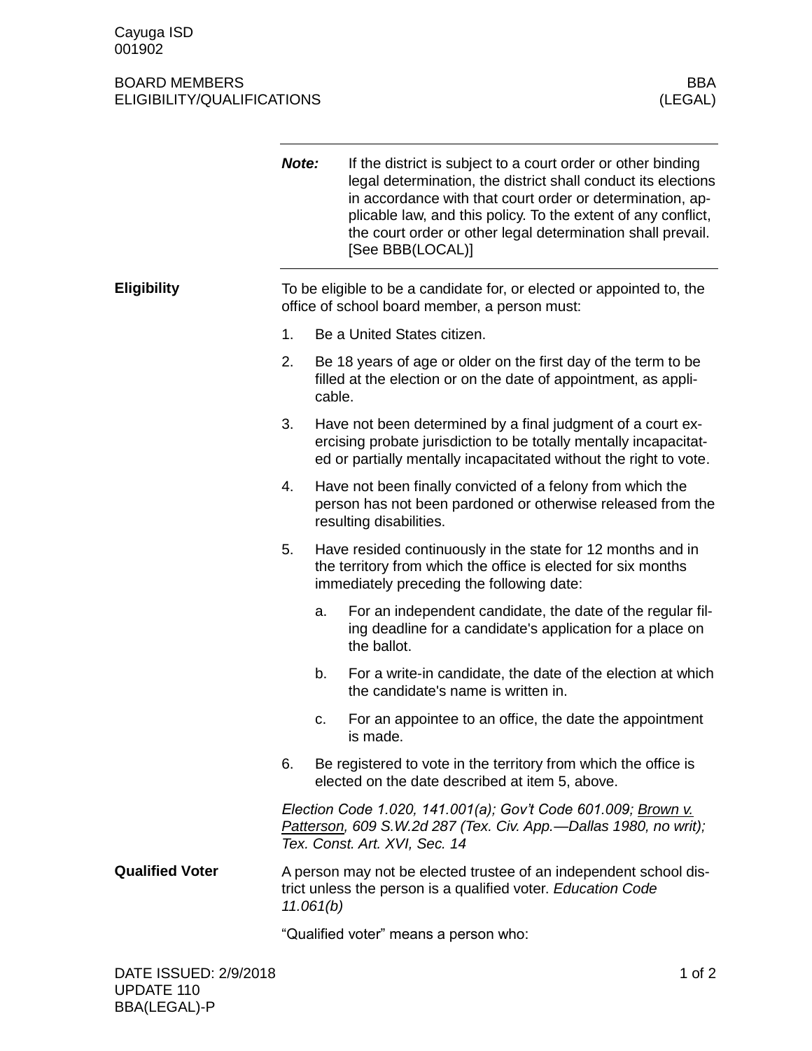Cayuga ISD
001902

BOARD MEMBERS
ELIGIBILITY/QUALIFICATIONS

BBA
(LEGAL)

---

***Note:*** If the district is subject to a court order or other binding legal determination, the district shall conduct its elections in accordance with that court order or determination, applicable law, and this policy. To the extent of any conflict, the court order or other legal determination shall prevail. [See BBB(LOCAL)]

---

## Eligibility

To be eligible to be a candidate for, or elected or appointed to, the office of school board member, a person must:

1. Be a United States citizen.
2. Be 18 years of age or older on the first day of the term to be filled at the election or on the date of appointment, as applicable.
3. Have not been determined by a final judgment of a court exercising probate jurisdiction to be totally mentally incapacitated or partially mentally incapacitated without the right to vote.
4. Have not been finally convicted of a felony from which the person has not been pardoned or otherwise released from the resulting disabilities.
5. Have resided continuously in the state for 12 months and in the territory from which the office is elected for six months immediately preceding the following date:
   a. For an independent candidate, the date of the regular filing deadline for a candidate's application for a place on the ballot.
   b. For a write-in candidate, the date of the election at which the candidate's name is written in.
   c. For an appointee to an office, the date the appointment is made.
6. Be registered to vote in the territory from which the office is elected on the date described at item 5, above.

*Election Code 1.020, 141.001(a); Gov't Code 601.009; Brown v. Patterson, 609 S.W.2d 287 (Tex. Civ. App.—Dallas 1980, no writ); Tex. Const. Art. XVI, Sec. 14*

## Qualified Voter

A person may not be elected trustee of an independent school district unless the person is a qualified voter. *Education Code 11.061(b)*

"Qualified voter" means a person who:

DATE ISSUED: 2/9/2018
UPDATE 110
BBA(LEGAL)-P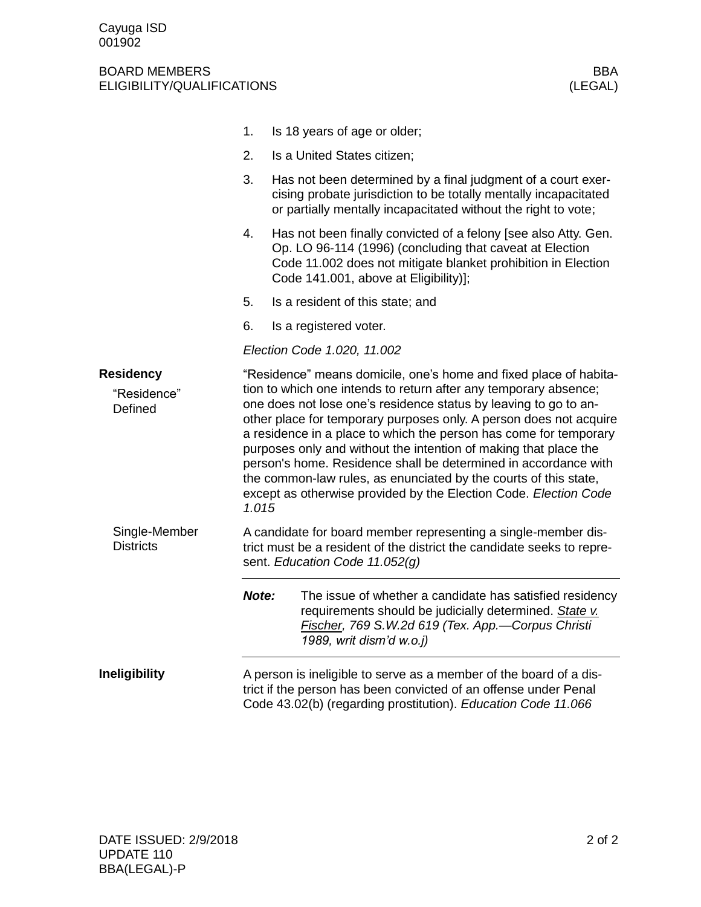1. Is 18 years of age or older;
2. Is a United States citizen;
3. Has not been determined by a final judgment of a court exercising probate jurisdiction to be totally mentally incapacitated or partially mentally incapacitated without the right to vote;
4. Has not been finally convicted of a felony [see also Atty. Gen. Op. LO 96-114 (1996) (concluding that caveat at Election Code 11.002 does not mitigate blanket prohibition in Election Code 141.001, above at Eligibility)];
5. Is a resident of this state; and
6. Is a registered voter.

*Election Code 1.020, 11.002*

## Residency

### "Residence" Defined

"Residence" means domicile, one's home and fixed place of habitation to which one intends to return after any temporary absence; one does not lose one's residence status by leaving to go to another place for temporary purposes only. A person does not acquire a residence in a place to which the person has come for temporary purposes only and without the intention of making that place the person's home. Residence shall be determined in accordance with the common-law rules, as enunciated by the courts of this state, except as otherwise provided by the Election Code. *Election Code 1.015*

### Single-Member Districts

A candidate for board member representing a single-member district must be a resident of the district the candidate seeks to represent. *Education Code 11.052(g)*

---

**Note:** The issue of whether a candidate has satisfied residency requirements should be judicially determined. *State v. Fischer, 769 S.W.2d 619 (Tex. App.—Corpus Christi 1989, writ dism'd w.o.j)*

---

## Ineligibility

A person is ineligible to serve as a member of the board of a district if the person has been convicted of an offense under Penal Code 43.02(b) (regarding prostitution). *Education Code 11.066*